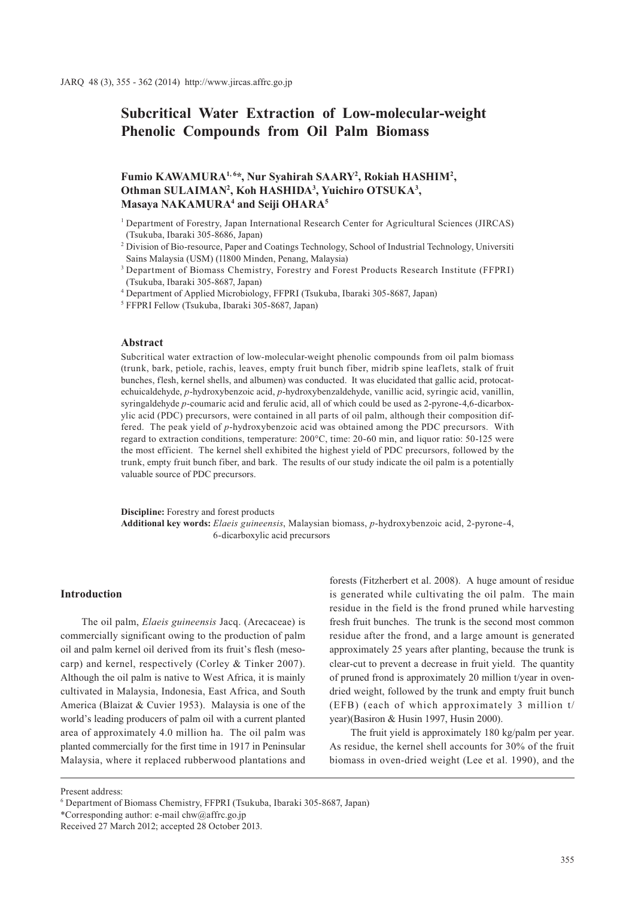# Subcritical Water Extraction of Low-molecular-weight Phenolic Compounds from Oil Palm Biomass

**Fumio KAWAMURA[1,6]\*, Nur Syahirah SAARY[2], Rokiah HASHIM[2], Othman SULAIMAN[2], Koh HASHIDA[3], Yuichiro OTSUKA[3], Masaya NAKAMURA[4] and Seiji OHARA[5]**

[1] Department of Forestry, Japan International Research Center for Agricultural Sciences (JIRCAS) (Tsukuba, Ibaraki 305-8686, Japan)

[2] Division of Bio-resource, Paper and Coatings Technology, School of Industrial Technology, Universiti Sains Malaysia (USM) (11800 Minden, Penang, Malaysia)

[3] Department of Biomass Chemistry, Forestry and Forest Products Research Institute (FFPRI) (Tsukuba, Ibaraki 305-8687, Japan)

[4] Department of Applied Microbiology, FFPRI (Tsukuba, Ibaraki 305-8687, Japan)

[5] FFPRI Fellow (Tsukuba, Ibaraki 305-8687, Japan)

## Abstract

Subcritical water extraction of low-molecular-weight phenolic compounds from oil palm biomass (trunk, bark, petiole, rachis, leaves, empty fruit bunch fiber, midrib spine leaflets, stalk of fruit bunches, flesh, kernel shells, and albumen) was conducted. It was elucidated that gallic acid, protocatechuicaldehyde, *p*-hydroxybenzoic acid, *p*-hydroxybenzaldehyde, vanillic acid, syringic acid, vanillin, syringaldehyde *p*-coumaric acid and ferulic acid, all of which could be used as 2-pyrone-4,6-dicarboxylic acid (PDC) precursors, were contained in all parts of oil palm, although their composition differed. The peak yield of *p*-hydroxybenzoic acid was obtained among the PDC precursors. With regard to extraction conditions, temperature: 200°C, time: 20-60 min, and liquor ratio: 50-125 were the most efficient. The kernel shell exhibited the highest yield of PDC precursors, followed by the trunk, empty fruit bunch fiber, and bark. The results of our study indicate the oil palm is a potentially valuable source of PDC precursors.

**Discipline:** Forestry and forest products
**Additional key words:** *Elaeis guineensis*, Malaysian biomass, *p*-hydroxybenzoic acid, 2-pyrone-4,6-dicarboxylic acid precursors

## Introduction

The oil palm, *Elaeis guineensis* Jacq. (Arecaceae) is commercially significant owing to the production of palm oil and palm kernel oil derived from its fruit's flesh (mesocarp) and kernel, respectively (Corley & Tinker 2007). Although the oil palm is native to West Africa, it is mainly cultivated in Malaysia, Indonesia, East Africa, and South America (Blaizat & Cuvier 1953). Malaysia is one of the world's leading producers of palm oil with a current planted area of approximately 4.0 million ha. The oil palm was planted commercially for the first time in 1917 in Peninsular Malaysia, where it replaced rubberwood plantations and forests (Fitzherbert et al. 2008). A huge amount of residue is generated while cultivating the oil palm. The main residue in the field is the frond pruned while harvesting fresh fruit bunches. The trunk is the second most common residue after the frond, and a large amount is generated approximately 25 years after planting, because the trunk is clear-cut to prevent a decrease in fruit yield. The quantity of pruned frond is approximately 20 million t/year in oven-dried weight, followed by the trunk and empty fruit bunch (EFB) (each of which approximately 3 million t/year)(Basiron & Husin 1997, Husin 2000).

The fruit yield is approximately 180 kg/palm per year. As residue, the kernel shell accounts for 30% of the fruit biomass in oven-dried weight (Lee et al. 1990), and the

---

Present address:

[6] Department of Biomass Chemistry, FFPRI (Tsukuba, Ibaraki 305-8687, Japan)

\*Corresponding author: e-mail chw@affrc.go.jp

Received 27 March 2012; accepted 28 October 2013.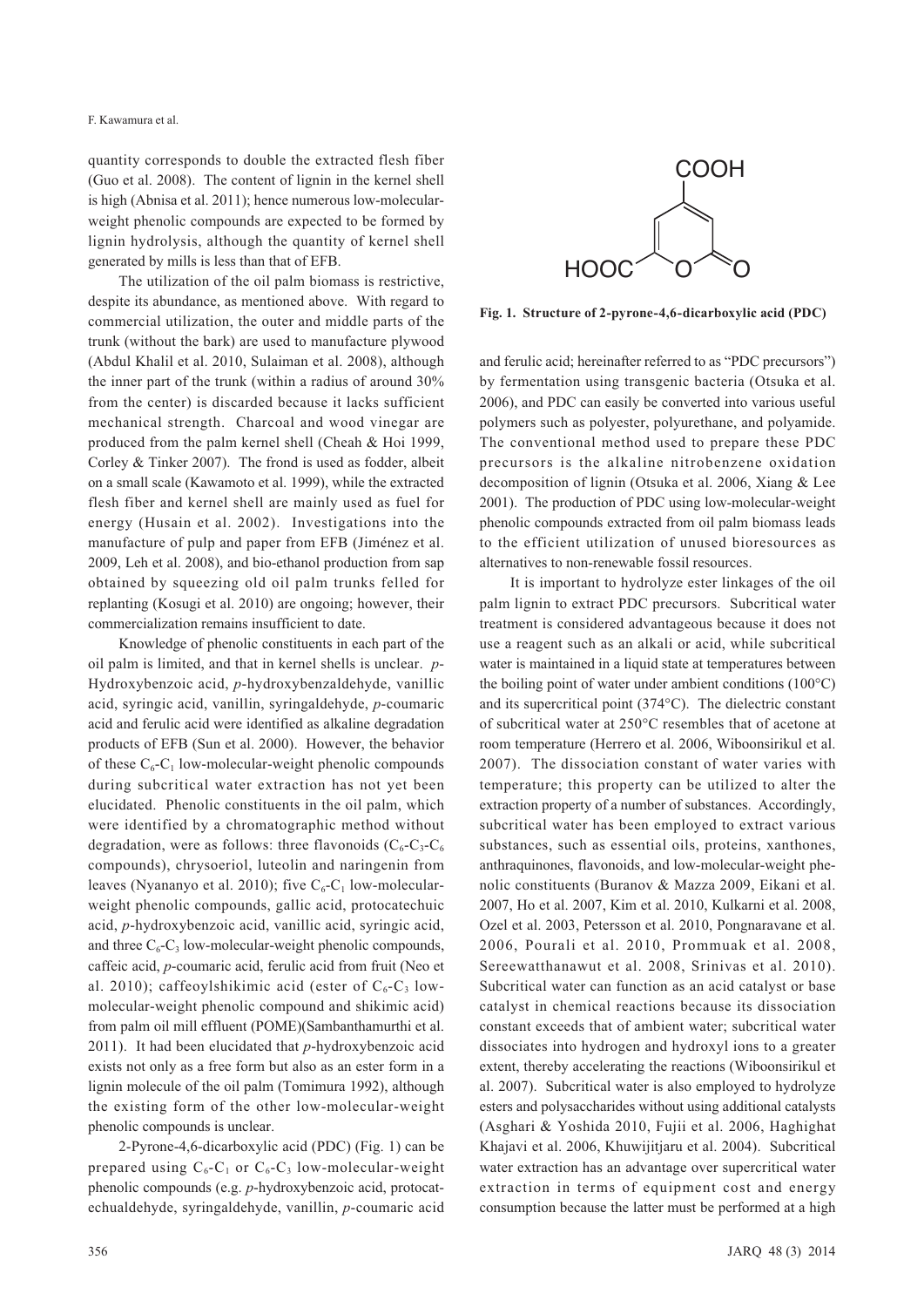quantity corresponds to double the extracted flesh fiber (Guo et al. 2008). The content of lignin in the kernel shell is high (Abnisa et al. 2011); hence numerous low-molecular-weight phenolic compounds are expected to be formed by lignin hydrolysis, although the quantity of kernel shell generated by mills is less than that of EFB.

The utilization of the oil palm biomass is restrictive, despite its abundance, as mentioned above. With regard to commercial utilization, the outer and middle parts of the trunk (without the bark) are used to manufacture plywood (Abdul Khalil et al. 2010, Sulaiman et al. 2008), although the inner part of the trunk (within a radius of around 30% from the center) is discarded because it lacks sufficient mechanical strength. Charcoal and wood vinegar are produced from the palm kernel shell (Cheah & Hoi 1999, Corley & Tinker 2007). The frond is used as fodder, albeit on a small scale (Kawamoto et al. 1999), while the extracted flesh fiber and kernel shell are mainly used as fuel for energy (Husain et al. 2002). Investigations into the manufacture of pulp and paper from EFB (Jiménez et al. 2009, Leh et al. 2008), and bio-ethanol production from sap obtained by squeezing old oil palm trunks felled for replanting (Kosugi et al. 2010) are ongoing; however, their commercialization remains insufficient to date.

Knowledge of phenolic constituents in each part of the oil palm is limited, and that in kernel shells is unclear. *p*-Hydroxybenzoic acid, *p*-hydroxybenzaldehyde, vanillic acid, syringic acid, vanillin, syringaldehyde, *p*-coumaric acid and ferulic acid were identified as alkaline degradation products of EFB (Sun et al. 2000). However, the behavior of these $C_6$-$C_1$ low-molecular-weight phenolic compounds during subcritical water extraction has not yet been elucidated. Phenolic constituents in the oil palm, which were identified by a chromatographic method without degradation, were as follows: three flavonoids ($C_6$-$C_3$-$C_6$ compounds), chrysoeriol, luteolin and naringenin from leaves (Nyananyo et al. 2010); five $C_6$-$C_1$ low-molecular-weight phenolic compounds, gallic acid, protocatechuic acid, *p*-hydroxybenzoic acid, vanillic acid, syringic acid, and three $C_6$-$C_3$ low-molecular-weight phenolic compounds, caffeic acid, *p*-coumaric acid, ferulic acid from fruit (Neo et al. 2010); caffeoylshikimic acid (ester of $C_6$-$C_3$ low-molecular-weight phenolic compound and shikimic acid) from palm oil mill effluent (POME)(Sambanthamurthi et al. 2011). It had been elucidated that *p*-hydroxybenzoic acid exists not only as a free form but also as an ester form in a lignin molecule of the oil palm (Tomimura 1992), although the existing form of the other low-molecular-weight phenolic compounds is unclear.

2-Pyrone-4,6-dicarboxylic acid (PDC) (Fig. 1) can be prepared using $C_6$-$C_1$ or $C_6$-$C_3$ low-molecular-weight phenolic compounds (e.g. *p*-hydroxybenzoic acid, protocatechualdehyde, syringaldehyde, vanillin, *p*-coumaric acid and ferulic acid; hereinafter referred to as "PDC precursors") by fermentation using transgenic bacteria (Otsuka et al. 2006), and PDC can easily be converted into various useful polymers such as polyester, polyurethane, and polyamide. The conventional method used to prepare these PDC precursors is the alkaline nitrobenzene oxidation decomposition of lignin (Otsuka et al. 2006, Xiang & Lee 2001). The production of PDC using low-molecular-weight phenolic compounds extracted from oil palm biomass leads to the efficient utilization of unused bioresources as alternatives to non-renewable fossil resources.

**Fig. 1. Structure of 2-pyrone-4,6-dicarboxylic acid (PDC)**

It is important to hydrolyze ester linkages of the oil palm lignin to extract PDC precursors. Subcritical water treatment is considered advantageous because it does not use a reagent such as an alkali or acid, while subcritical water is maintained in a liquid state at temperatures between the boiling point of water under ambient conditions (100°C) and its supercritical point (374°C). The dielectric constant of subcritical water at 250°C resembles that of acetone at room temperature (Herrero et al. 2006, Wiboonsirikul et al. 2007). The dissociation constant of water varies with temperature; this property can be utilized to alter the extraction property of a number of substances. Accordingly, subcritical water has been employed to extract various substances, such as essential oils, proteins, xanthones, anthraquinones, flavonoids, and low-molecular-weight phenolic constituents (Buranov & Mazza 2009, Eikani et al. 2007, Ho et al. 2007, Kim et al. 2010, Kulkarni et al. 2008, Ozel et al. 2003, Petersson et al. 2010, Pongnaravane et al. 2006, Pourali et al. 2010, Prommuak et al. 2008, Sereewatthanawut et al. 2008, Srinivas et al. 2010). Subcritical water can function as an acid catalyst or base catalyst in chemical reactions because its dissociation constant exceeds that of ambient water; subcritical water dissociates into hydrogen and hydroxyl ions to a greater extent, thereby accelerating the reactions (Wiboonsirikul et al. 2007). Subcritical water is also employed to hydrolyze esters and polysaccharides without using additional catalysts (Asghari & Yoshida 2010, Fujii et al. 2006, Haghighat Khajavi et al. 2006, Khuwijitjaru et al. 2004). Subcritical water extraction has an advantage over supercritical water extraction in terms of equipment cost and energy consumption because the latter must be performed at a high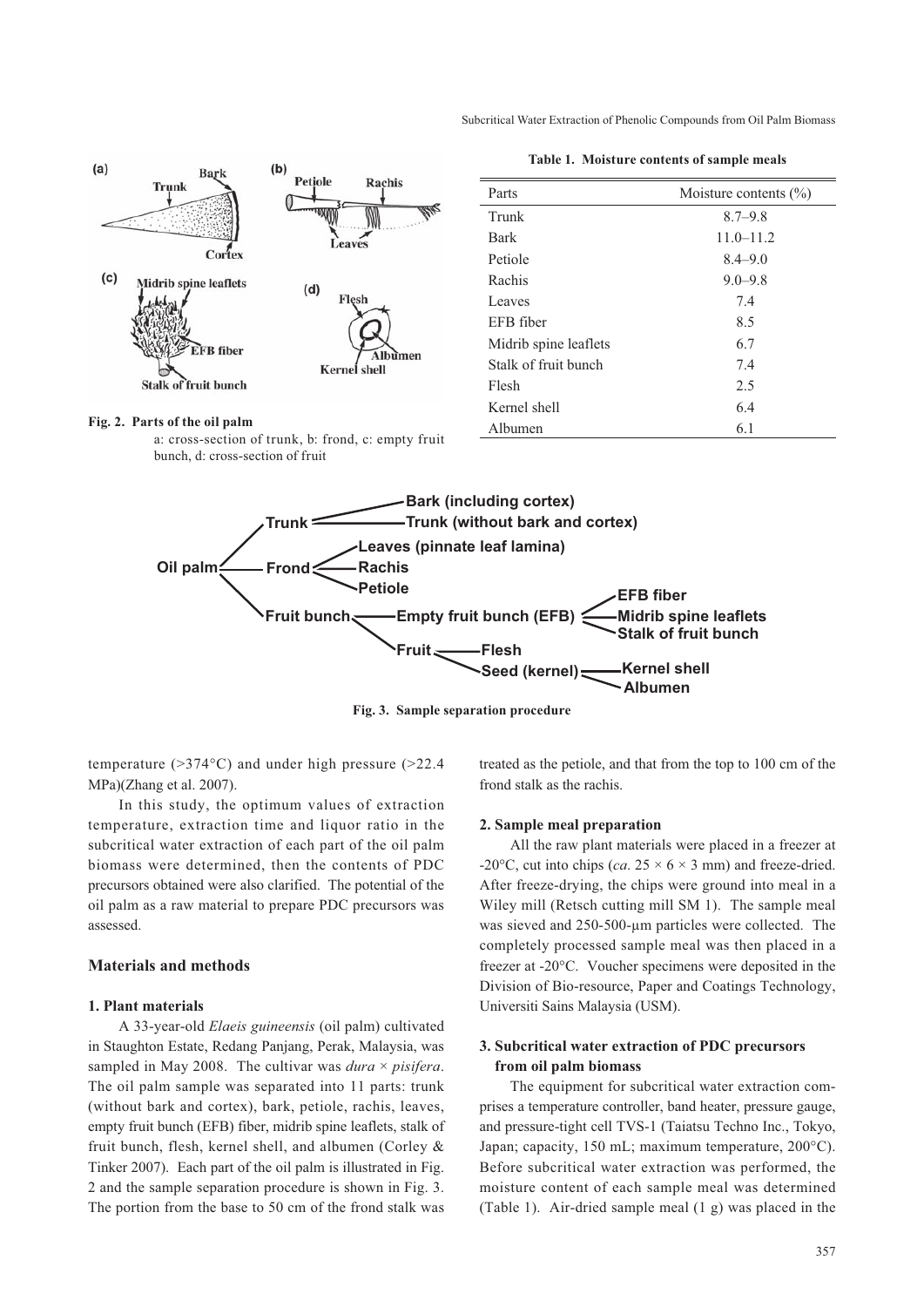Fig. 2. Parts of the oil palm
a: cross-section of trunk, b: frond, c: empty fruit bunch, d: cross-section of fruit

**Table 1. Moisture contents of sample meals**

| Parts | Moisture contents (%) |
|---|---|
| Trunk | 8.7–9.8 |
| Bark | 11.0–11.2 |
| Petiole | 8.4–9.0 |
| Rachis | 9.0–9.8 |
| Leaves | 7.4 |
| EFB fiber | 8.5 |
| Midrib spine leaflets | 6.7 |
| Stalk of fruit bunch | 7.4 |
| Flesh | 2.5 |
| Kernel shell | 6.4 |
| Albumen | 6.1 |

Fig. 3. Sample separation procedure

temperature (>374°C) and under high pressure (>22.4 MPa)(Zhang et al. 2007).

In this study, the optimum values of extraction temperature, extraction time and liquor ratio in the subcritical water extraction of each part of the oil palm biomass were determined, then the contents of PDC precursors obtained were also clarified. The potential of the oil palm as a raw material to prepare PDC precursors was assessed.

## Materials and methods

### 1. Plant materials

A 33-year-old *Elaeis guineensis* (oil palm) cultivated in Staughton Estate, Redang Panjang, Perak, Malaysia, was sampled in May 2008. The cultivar was *dura* × *pisifera*. The oil palm sample was separated into 11 parts: trunk (without bark and cortex), bark, petiole, rachis, leaves, empty fruit bunch (EFB) fiber, midrib spine leaflets, stalk of fruit bunch, flesh, kernel shell, and albumen (Corley & Tinker 2007). Each part of the oil palm is illustrated in Fig. 2 and the sample separation procedure is shown in Fig. 3. The portion from the base to 50 cm of the frond stalk was treated as the petiole, and that from the top to 100 cm of the frond stalk as the rachis.

### 2. Sample meal preparation

All the raw plant materials were placed in a freezer at -20°C, cut into chips (*ca*. 25 × 6 × 3 mm) and freeze-dried. After freeze-drying, the chips were ground into meal in a Wiley mill (Retsch cutting mill SM 1). The sample meal was sieved and 250-500-μm particles were collected. The completely processed sample meal was then placed in a freezer at -20°C. Voucher specimens were deposited in the Division of Bio-resource, Paper and Coatings Technology, Universiti Sains Malaysia (USM).

### 3. Subcritical water extraction of PDC precursors from oil palm biomass

The equipment for subcritical water extraction comprises a temperature controller, band heater, pressure gauge, and pressure-tight cell TVS-1 (Taiatsu Techno Inc., Tokyo, Japan; capacity, 150 mL; maximum temperature, 200°C). Before subcritical water extraction was performed, the moisture content of each sample meal was determined (Table 1). Air-dried sample meal (1 g) was placed in the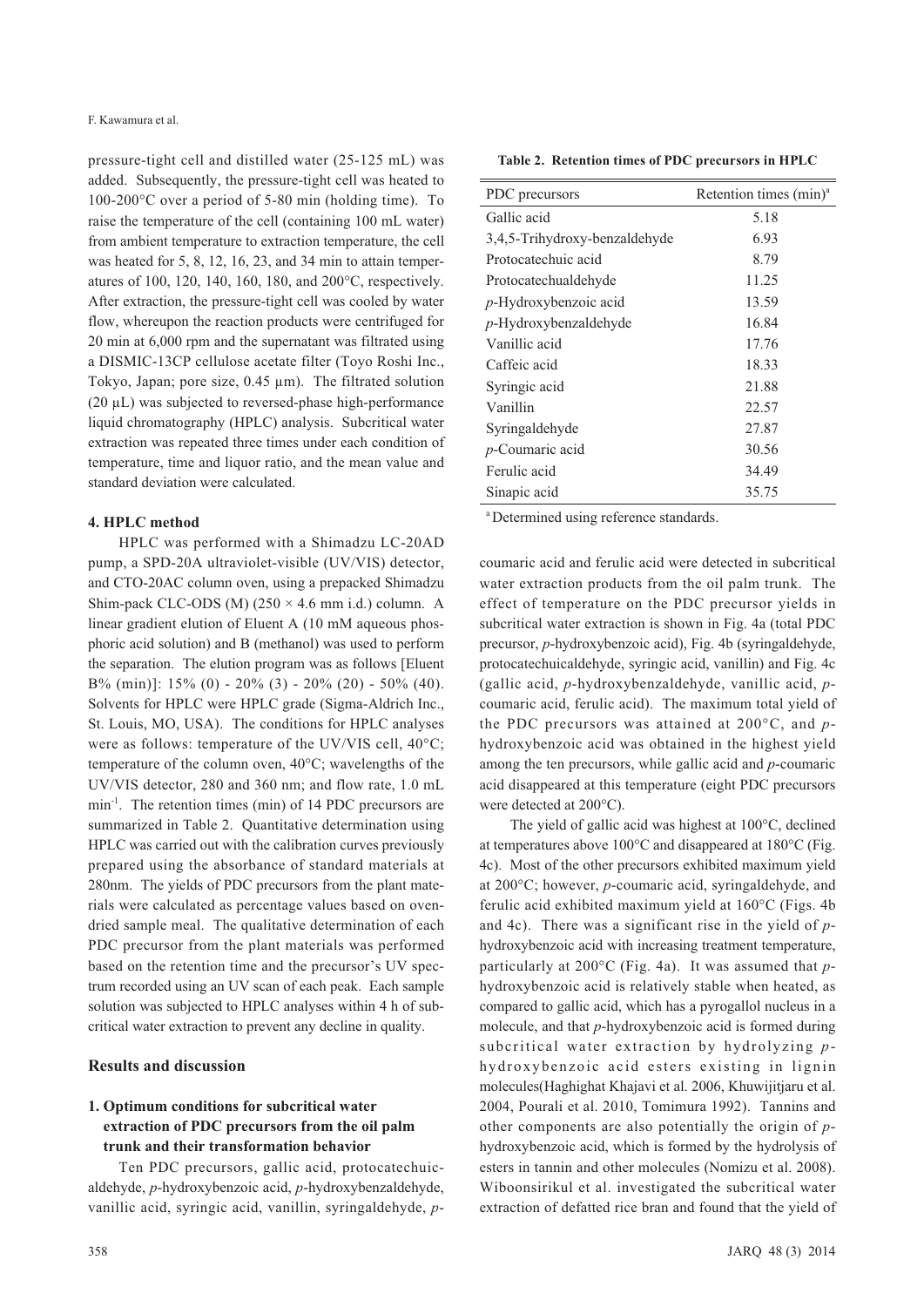pressure-tight cell and distilled water (25-125 mL) was added. Subsequently, the pressure-tight cell was heated to 100-200°C over a period of 5-80 min (holding time). To raise the temperature of the cell (containing 100 mL water) from ambient temperature to extraction temperature, the cell was heated for 5, 8, 12, 16, 23, and 34 min to attain temperatures of 100, 120, 140, 160, 180, and 200°C, respectively. After extraction, the pressure-tight cell was cooled by water flow, whereupon the reaction products were centrifuged for 20 min at 6,000 rpm and the supernatant was filtrated using a DISMIC-13CP cellulose acetate filter (Toyo Roshi Inc., Tokyo, Japan; pore size, 0.45 µm). The filtrated solution (20 µL) was subjected to reversed-phase high-performance liquid chromatography (HPLC) analysis. Subcritical water extraction was repeated three times under each condition of temperature, time and liquor ratio, and the mean value and standard deviation were calculated.

### 4. HPLC method

HPLC was performed with a Shimadzu LC-20AD pump, a SPD-20A ultraviolet-visible (UV/VIS) detector, and CTO-20AC column oven, using a prepacked Shimadzu Shim-pack CLC-ODS (M) (250 × 4.6 mm i.d.) column. A linear gradient elution of Eluent A (10 mM aqueous phosphoric acid solution) and B (methanol) was used to perform the separation. The elution program was as follows [Eluent B% (min)]: 15% (0) - 20% (3) - 20% (20) - 50% (40). Solvents for HPLC were HPLC grade (Sigma-Aldrich Inc., St. Louis, MO, USA). The conditions for HPLC analyses were as follows: temperature of the UV/VIS cell, 40°C; temperature of the column oven, 40°C; wavelengths of the UV/VIS detector, 280 and 360 nm; and flow rate, 1.0 mL $min^{-1}$. The retention times (min) of 14 PDC precursors are summarized in Table 2. Quantitative determination using HPLC was carried out with the calibration curves previously prepared using the absorbance of standard materials at 280nm. The yields of PDC precursors from the plant materials were calculated as percentage values based on oven-dried sample meal. The qualitative determination of each PDC precursor from the plant materials was performed based on the retention time and the precursor's UV spectrum recorded using an UV scan of each peak. Each sample solution was subjected to HPLC analyses within 4 h of subcritical water extraction to prevent any decline in quality.

**Table 2. Retention times of PDC precursors in HPLC**

| PDC precursors | Retention times (min)[a] |
|---|---|
| Gallic acid | 5.18 |
| 3,4,5-Trihydroxy-benzaldehyde | 6.93 |
| Protocatechuic acid | 8.79 |
| Protocatechualdehyde | 11.25 |
| *p*-Hydroxybenzoic acid | 13.59 |
| *p*-Hydroxybenzaldehyde | 16.84 |
| Vanillic acid | 17.76 |
| Caffeic acid | 18.33 |
| Syringic acid | 21.88 |
| Vanillin | 22.57 |
| Syringaldehyde | 27.87 |
| *p*-Coumaric acid | 30.56 |
| Ferulic acid | 34.49 |
| Sinapic acid | 35.75 |

[a] Determined using reference standards.

## Results and discussion

### 1. Optimum conditions for subcritical water extraction of PDC precursors from the oil palm trunk and their transformation behavior

Ten PDC precursors, gallic acid, protocatechuicaldehyde, *p*-hydroxybenzoic acid, *p*-hydroxybenzaldehyde, vanillic acid, syringic acid, vanillin, syringaldehyde, *p*-coumaric acid and ferulic acid were detected in subcritical water extraction products from the oil palm trunk. The effect of temperature on the PDC precursor yields in subcritical water extraction is shown in Fig. 4a (total PDC precursor, *p*-hydroxybenzoic acid), Fig. 4b (syringaldehyde, protocatechuicaldehyde, syringic acid, vanillin) and Fig. 4c (gallic acid, *p*-hydroxybenzaldehyde, vanillic acid, *p*-coumaric acid, ferulic acid). The maximum total yield of the PDC precursors was attained at 200°C, and *p*-hydroxybenzoic acid was obtained in the highest yield among the ten precursors, while gallic acid and *p*-coumaric acid disappeared at this temperature (eight PDC precursors were detected at 200°C).

The yield of gallic acid was highest at 100°C, declined at temperatures above 100°C and disappeared at 180°C (Fig. 4c). Most of the other precursors exhibited maximum yield at 200°C; however, *p*-coumaric acid, syringaldehyde, and ferulic acid exhibited maximum yield at 160°C (Figs. 4b and 4c). There was a significant rise in the yield of *p*-hydroxybenzoic acid with increasing treatment temperature, particularly at 200°C (Fig. 4a). It was assumed that *p*-hydroxybenzoic acid is relatively stable when heated, as compared to gallic acid, which has a pyrogallol nucleus in a molecule, and that *p*-hydroxybenzoic acid is formed during subcritical water extraction by hydrolyzing *p*-hydroxybenzoic acid esters existing in lignin molecules(Haghighat Khajavi et al. 2006, Khuwijitjaru et al. 2004, Pourali et al. 2010, Tomimura 1992). Tannins and other components are also potentially the origin of *p*-hydroxybenzoic acid, which is formed by the hydrolysis of esters in tannin and other molecules (Nomizu et al. 2008). Wiboonsirikul et al. investigated the subcritical water extraction of defatted rice bran and found that the yield of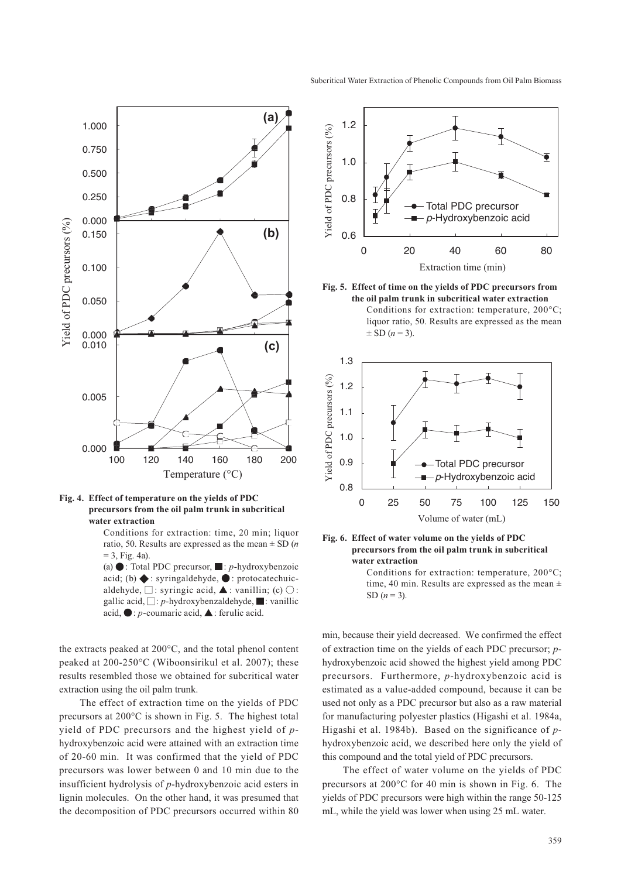**Fig. 4. Effect of temperature on the yields of PDC precursors from the oil palm trunk in subcritical water extraction**

Conditions for extraction: time, 20 min; liquor ratio, 50. Results are expressed as the mean ± SD ($n$ = 3, Fig. 4a).

(a) ●: Total PDC precursor, ■: *p*-hydroxybenzoic acid; (b) ◆: syringaldehyde, ●: protocatechuic-aldehyde, □: syringic acid, ▲: vanillin; (c) ○: gallic acid, □: *p*-hydroxybenzaldehyde, ■: vanillic acid, ●: *p*-coumaric acid, ▲: ferulic acid.

**Fig. 5. Effect of time on the yields of PDC precursors from the oil palm trunk in subcritical water extraction**

Conditions for extraction: temperature, 200°C; liquor ratio, 50. Results are expressed as the mean ± SD ($n$ = 3).

**Fig. 6. Effect of water volume on the yields of PDC precursors from the oil palm trunk in subcritical water extraction**

Conditions for extraction: temperature, 200°C; time, 40 min. Results are expressed as the mean ± SD ($n$ = 3).

the extracts peaked at 200°C, and the total phenol content peaked at 200-250°C (Wiboonsirikul et al. 2007); these results resembled those we obtained for subcritical water extraction using the oil palm trunk.

The effect of extraction time on the yields of PDC precursors at 200°C is shown in Fig. 5. The highest total yield of PDC precursors and the highest yield of *p*-hydroxybenzoic acid were attained with an extraction time of 20-60 min. It was confirmed that the yield of PDC precursors was lower between 0 and 10 min due to the insufficient hydrolysis of *p*-hydroxybenzoic acid esters in lignin molecules. On the other hand, it was presumed that the decomposition of PDC precursors occurred within 80 min, because their yield decreased. We confirmed the effect of extraction time on the yields of each PDC precursor; *p*-hydroxybenzoic acid showed the highest yield among PDC precursors. Furthermore, *p*-hydroxybenzoic acid is estimated as a value-added compound, because it can be used not only as a PDC precursor but also as a raw material for manufacturing polyester plastics (Higashi et al. 1984a, Higashi et al. 1984b). Based on the significance of *p*-hydroxybenzoic acid, we described here only the yield of this compound and the total yield of PDC precursors.

The effect of water volume on the yields of PDC precursors at 200°C for 40 min is shown in Fig. 6. The yields of PDC precursors were high within the range 50-125 mL, while the yield was lower when using 25 mL water.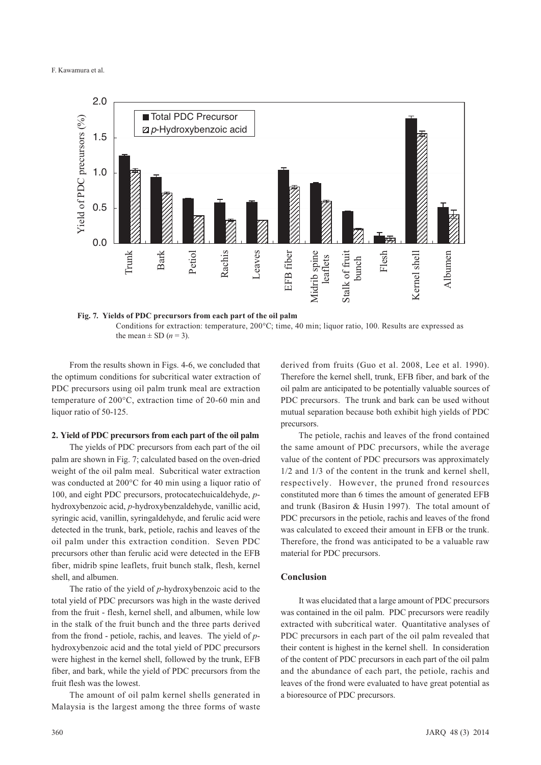**Fig. 7. Yields of PDC precursors from each part of the oil palm**

Conditions for extraction: temperature, 200°C; time, 40 min; liquor ratio, 100. Results are expressed as the mean ± SD ($n$ = 3).

From the results shown in Figs. 4-6, we concluded that the optimum conditions for subcritical water extraction of PDC precursors using oil palm trunk meal are extraction temperature of 200°C, extraction time of 20-60 min and liquor ratio of 50-125.

### 2. Yield of PDC precursors from each part of the oil palm

The yields of PDC precursors from each part of the oil palm are shown in Fig. 7; calculated based on the oven-dried weight of the oil palm meal. Subcritical water extraction was conducted at 200°C for 40 min using a liquor ratio of 100, and eight PDC precursors, protocatechuicaldehyde, *p*-hydroxybenzoic acid, *p*-hydroxybenzaldehyde, vanillic acid, syringic acid, vanillin, syringaldehyde, and ferulic acid were detected in the trunk, bark, petiole, rachis and leaves of the oil palm under this extraction condition. Seven PDC precursors other than ferulic acid were detected in the EFB fiber, midrib spine leaflets, fruit bunch stalk, flesh, kernel shell, and albumen.

The ratio of the yield of *p*-hydroxybenzoic acid to the total yield of PDC precursors was high in the waste derived from the fruit - flesh, kernel shell, and albumen, while low in the stalk of the fruit bunch and the three parts derived from the frond - petiole, rachis, and leaves. The yield of *p*-hydroxybenzoic acid and the total yield of PDC precursors were highest in the kernel shell, followed by the trunk, EFB fiber, and bark, while the yield of PDC precursors from the fruit flesh was the lowest.

The amount of oil palm kernel shells generated in Malaysia is the largest among the three forms of waste derived from fruits (Guo et al. 2008, Lee et al. 1990). Therefore the kernel shell, trunk, EFB fiber, and bark of the oil palm are anticipated to be potentially valuable sources of PDC precursors. The trunk and bark can be used without mutual separation because both exhibit high yields of PDC precursors.

The petiole, rachis and leaves of the frond contained the same amount of PDC precursors, while the average value of the content of PDC precursors was approximately 1/2 and 1/3 of the content in the trunk and kernel shell, respectively. However, the pruned frond resources constituted more than 6 times the amount of generated EFB and trunk (Basiron & Husin 1997). The total amount of PDC precursors in the petiole, rachis and leaves of the frond was calculated to exceed their amount in EFB or the trunk. Therefore, the frond was anticipated to be a valuable raw material for PDC precursors.

## Conclusion

It was elucidated that a large amount of PDC precursors was contained in the oil palm. PDC precursors were readily extracted with subcritical water. Quantitative analyses of PDC precursors in each part of the oil palm revealed that their content is highest in the kernel shell. In consideration of the content of PDC precursors in each part of the oil palm and the abundance of each part, the petiole, rachis and leaves of the frond were evaluated to have great potential as a bioresource of PDC precursors.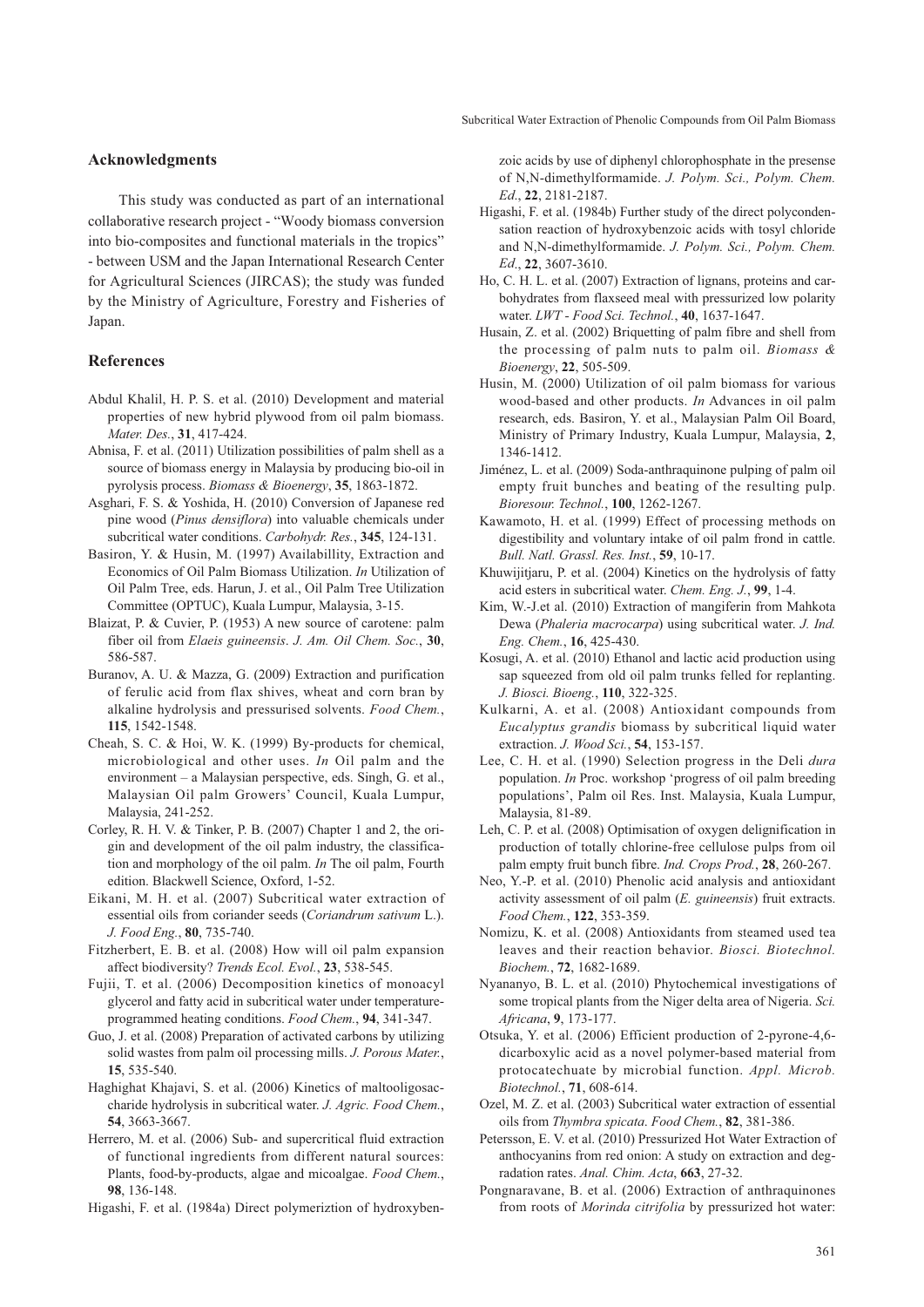## Acknowledgments

This study was conducted as part of an international collaborative research project - "Woody biomass conversion into bio-composites and functional materials in the tropics" - between USM and the Japan International Research Center for Agricultural Sciences (JIRCAS); the study was funded by the Ministry of Agriculture, Forestry and Fisheries of Japan.

## References

Abdul Khalil, H. P. S. et al. (2010) Development and material properties of new hybrid plywood from oil palm biomass. *Mater. Des.*, **31**, 417-424.

Abnisa, F. et al. (2011) Utilization possibilities of palm shell as a source of biomass energy in Malaysia by producing bio-oil in pyrolysis process. *Biomass & Bioenergy*, **35**, 1863-1872.

Asghari, F. S. & Yoshida, H. (2010) Conversion of Japanese red pine wood (*Pinus densiflora*) into valuable chemicals under subcritical water conditions. *Carbohydr. Res.*, **345**, 124-131.

Basiron, Y. & Husin, M. (1997) Availabillity, Extraction and Economics of Oil Palm Biomass Utilization. *In* Utilization of Oil Palm Tree, eds. Harun, J. et al., Oil Palm Tree Utilization Committee (OPTUC), Kuala Lumpur, Malaysia, 3-15.

Blaizat, P. & Cuvier, P. (1953) A new source of carotene: palm fiber oil from *Elaeis guineensis*. *J. Am. Oil Chem. Soc.*, **30**, 586-587.

Buranov, A. U. & Mazza, G. (2009) Extraction and purification of ferulic acid from flax shives, wheat and corn bran by alkaline hydrolysis and pressurised solvents. *Food Chem.*, **115**, 1542-1548.

Cheah, S. C. & Hoi, W. K. (1999) By-products for chemical, microbiological and other uses. *In* Oil palm and the environment – a Malaysian perspective, eds. Singh, G. et al., Malaysian Oil palm Growers' Council, Kuala Lumpur, Malaysia, 241-252.

Corley, R. H. V. & Tinker, P. B. (2007) Chapter 1 and 2, the origin and development of the oil palm industry, the classification and morphology of the oil palm. *In* The oil palm, Fourth edition. Blackwell Science, Oxford, 1-52.

Eikani, M. H. et al. (2007) Subcritical water extraction of essential oils from coriander seeds (*Coriandrum sativum* L.). *J. Food Eng.*, **80**, 735-740.

Fitzherbert, E. B. et al. (2008) How will oil palm expansion affect biodiversity? *Trends Ecol. Evol.*, **23**, 538-545.

Fujii, T. et al. (2006) Decomposition kinetics of monoacyl glycerol and fatty acid in subcritical water under temperature-programmed heating conditions. *Food Chem.*, **94**, 341-347.

Guo, J. et al. (2008) Preparation of activated carbons by utilizing solid wastes from palm oil processing mills. *J. Porous Mater.*, **15**, 535-540.

Haghighat Khajavi, S. et al. (2006) Kinetics of maltooligosaccharide hydrolysis in subcritical water. *J. Agric. Food Chem.*, **54**, 3663-3667.

Herrero, M. et al. (2006) Sub- and supercritical fluid extraction of functional ingredients from different natural sources: Plants, food-by-products, algae and micoalgae. *Food Chem.*, **98**, 136-148.

Higashi, F. et al. (1984a) Direct polymeriztion of hydroxybenzoic acids by use of diphenyl chlorophosphate in the presense of N,N-dimethylformamide. *J. Polym. Sci., Polym. Chem. Ed.*, **22**, 2181-2187.

Higashi, F. et al. (1984b) Further study of the direct polycondensation reaction of hydroxybenzoic acids with tosyl chloride and N,N-dimethylformamide. *J. Polym. Sci., Polym. Chem. Ed.*, **22**, 3607-3610.

Ho, C. H. L. et al. (2007) Extraction of lignans, proteins and carbohydrates from flaxseed meal with pressurized low polarity water. *LWT - Food Sci. Technol.*, **40**, 1637-1647.

Husain, Z. et al. (2002) Briquetting of palm fibre and shell from the processing of palm nuts to palm oil. *Biomass & Bioenergy*, **22**, 505-509.

Husin, M. (2000) Utilization of oil palm biomass for various wood-based and other products. *In* Advances in oil palm research, eds. Basiron, Y. et al., Malaysian Palm Oil Board, Ministry of Primary Industry, Kuala Lumpur, Malaysia, **2**, 1346-1412.

Jiménez, L. et al. (2009) Soda-anthraquinone pulping of palm oil empty fruit bunches and beating of the resulting pulp. *Bioresour. Technol.*, **100**, 1262-1267.

Kawamoto, H. et al. (1999) Effect of processing methods on digestibility and voluntary intake of oil palm frond in cattle. *Bull. Natl. Grassl. Res. Inst.*, **59**, 10-17.

Khuwijitjaru, P. et al. (2004) Kinetics on the hydrolysis of fatty acid esters in subcritical water. *Chem. Eng. J.*, **99**, 1-4.

Kim, W.-J.et al. (2010) Extraction of mangiferin from Mahkota Dewa (*Phaleria macrocarpa*) using subcritical water. *J. Ind. Eng. Chem.*, **16**, 425-430.

Kosugi, A. et al. (2010) Ethanol and lactic acid production using sap squeezed from old oil palm trunks felled for replanting. *J. Biosci. Bioeng.*, **110**, 322-325.

Kulkarni, A. et al. (2008) Antioxidant compounds from *Eucalyptus grandis* biomass by subcritical liquid water extraction. *J. Wood Sci.*, **54**, 153-157.

Lee, C. H. et al. (1990) Selection progress in the Deli *dura* population. *In* Proc. workshop 'progress of oil palm breeding populations', Palm oil Res. Inst. Malaysia, Kuala Lumpur, Malaysia, 81-89.

Leh, C. P. et al. (2008) Optimisation of oxygen delignification in production of totally chlorine-free cellulose pulps from oil palm empty fruit bunch fibre. *Ind. Crops Prod.*, **28**, 260-267.

Neo, Y.-P. et al. (2010) Phenolic acid analysis and antioxidant activity assessment of oil palm (*E. guineensis*) fruit extracts. *Food Chem.*, **122**, 353-359.

Nomizu, K. et al. (2008) Antioxidants from steamed used tea leaves and their reaction behavior. *Biosci. Biotechnol. Biochem.*, **72**, 1682-1689.

Nyananyo, B. L. et al. (2010) Phytochemical investigations of some tropical plants from the Niger delta area of Nigeria. *Sci. Africana*, **9**, 173-177.

Otsuka, Y. et al. (2006) Efficient production of 2-pyrone-4,6-dicarboxylic acid as a novel polymer-based material from protocatechuate by microbial function. *Appl. Microb. Biotechnol.*, **71**, 608-614.

Ozel, M. Z. et al. (2003) Subcritical water extraction of essential oils from *Thymbra spicata*. *Food Chem.*, **82**, 381-386.

Petersson, E. V. et al. (2010) Pressurized Hot Water Extraction of anthocyanins from red onion: A study on extraction and degradation rates. *Anal. Chim. Acta*, **663**, 27-32.

Pongnaravane, B. et al. (2006) Extraction of anthraquinones from roots of *Morinda citrifolia* by pressurized hot water: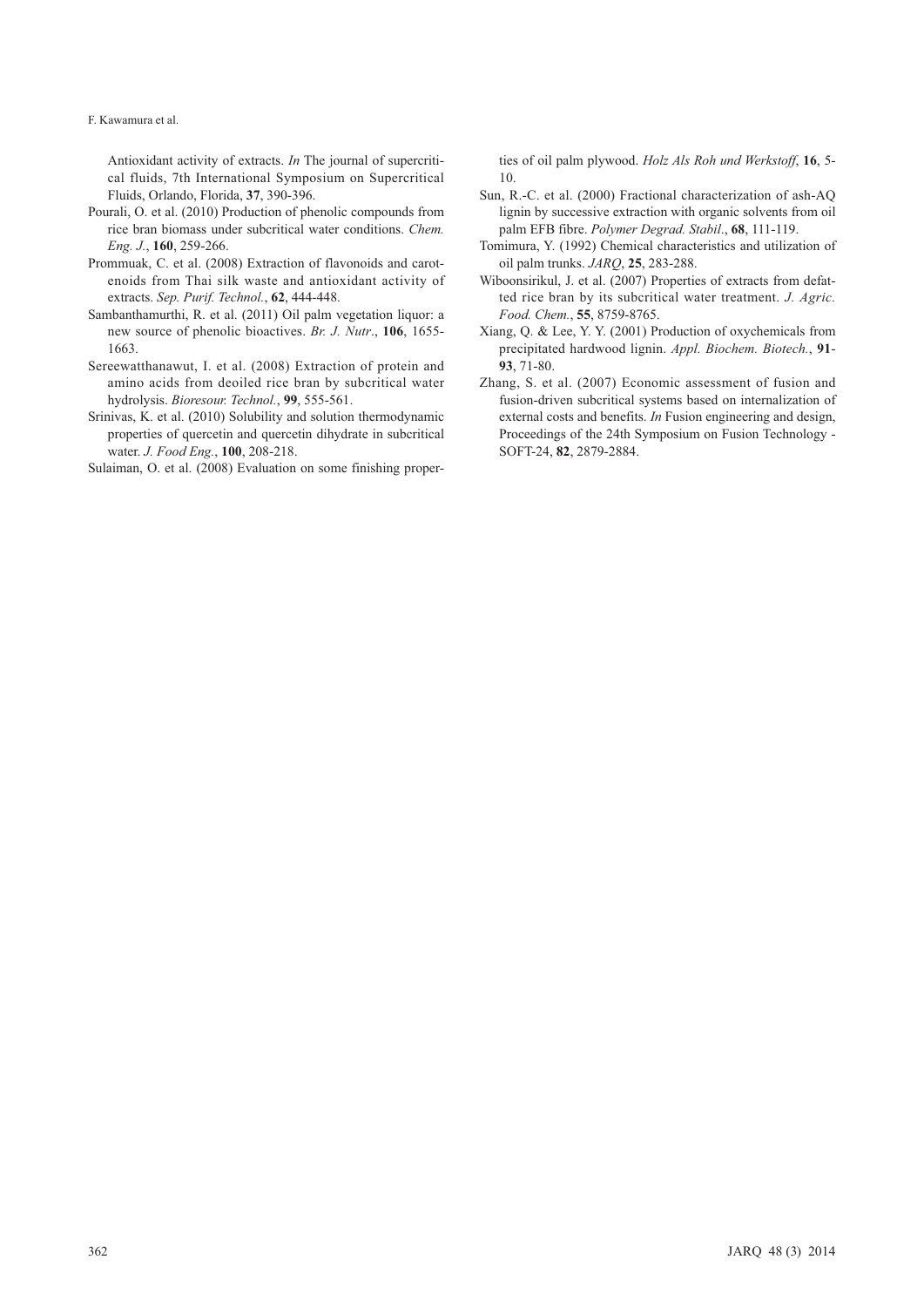Antioxidant activity of extracts. *In* The journal of supercritical fluids, 7th International Symposium on Supercritical Fluids, Orlando, Florida, **37**, 390-396.

Pourali, O. et al. (2010) Production of phenolic compounds from rice bran biomass under subcritical water conditions. *Chem. Eng. J.*, **160**, 259-266.

Prommuak, C. et al. (2008) Extraction of flavonoids and carotenoids from Thai silk waste and antioxidant activity of extracts. *Sep. Purif. Technol.*, **62**, 444-448.

Sambanthamurthi, R. et al. (2011) Oil palm vegetation liquor: a new source of phenolic bioactives. *Br. J. Nutr*., **106**, 1655-1663.

Sereewatthanawut, I. et al. (2008) Extraction of protein and amino acids from deoiled rice bran by subcritical water hydrolysis. *Bioresour. Technol.*, **99**, 555-561.

Srinivas, K. et al. (2010) Solubility and solution thermodynamic properties of quercetin and quercetin dihydrate in subcritical water. *J. Food Eng.*, **100**, 208-218.

Sulaiman, O. et al. (2008) Evaluation on some finishing properties of oil palm plywood. *Holz Als Roh und Werkstoff*, **16**, 5-10.

Sun, R.-C. et al. (2000) Fractional characterization of ash-AQ lignin by successive extraction with organic solvents from oil palm EFB fibre. *Polymer Degrad. Stabil*., **68**, 111-119.

Tomimura, Y. (1992) Chemical characteristics and utilization of oil palm trunks. *JARQ*, **25**, 283-288.

Wiboonsirikul, J. et al. (2007) Properties of extracts from defatted rice bran by its subcritical water treatment. *J. Agric. Food. Chem.*, **55**, 8759-8765.

Xiang, Q. & Lee, Y. Y. (2001) Production of oxychemicals from precipitated hardwood lignin. *Appl. Biochem. Biotech.*, **91-93**, 71-80.

Zhang, S. et al. (2007) Economic assessment of fusion and fusion-driven subcritical systems based on internalization of external costs and benefits. *In* Fusion engineering and design, Proceedings of the 24th Symposium on Fusion Technology - SOFT-24, **82**, 2879-2884.